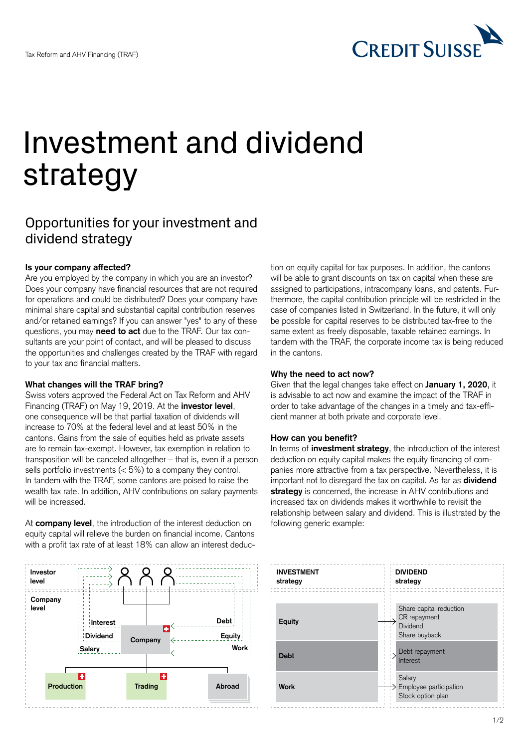# Investment and dividend strategy

## Opportunities for your investment and dividend strategy

**Is your company affected?**

Are you employed by the company in which you are an investor? Does your company have financial resources that are not required for operations and could be distributed? Does your company have minimal share capital and substantial capital contribution reserves and/or retained earnings? If you can answer "yes" to any of these questions, you may **need to act** due to the TRAF. Our tax consultants are your point of contact, and will be pleased to discuss the opportunities and challenges created by the TRAF with regard to your tax and financial matters.

**What changes will the TRAF bring?**

Swiss voters approved the Federal Act on Tax Reform and AHV Financing (TRAF) on May 19, 2019. At the **investor level**, one consequence will be that partial taxation of dividends will increase to 70% at the federal level and at least 50% in the cantons. Gains from the sale of equities held as private assets are to remain tax-exempt. However, tax exemption in relation to transposition will be canceled altogether – that is, even if a person sells portfolio investments (< 5%) to a company they control. In tandem with the TRAF, some cantons are poised to raise the wealth tax rate. In addition, AHV contributions on salary payments will be increased.

At **company level**, the introduction of the interest deduction on equity capital will relieve the burden on financial income. Cantons with a profit tax rate of at least 18% can allow an interest deduction on equity capital for tax purposes. In addition, the cantons will be able to grant discounts on tax on capital when these are assigned to participations, intracompany loans, and patents. Furthermore, the capital contribution principle will be restricted in the case of companies listed in Switzerland. In the future, it will only be possible for capital reserves to be distributed tax-free to the same extent as freely disposable, taxable retained earnings. In tandem with the TRAF, the corporate income tax is being reduced in the cantons.

**Why the need to act now?**

Given that the legal changes take effect on **January 1, 2020**, it is advisable to act now and examine the impact of the TRAF in order to take advantage of the changes in a timely and tax-efficient manner at both private and corporate level.

**How can you benefit?**

In terms of **investment strategy**, the introduction of the interest deduction on equity capital makes the equity financing of companies more attractive from a tax perspective. Nevertheless, it is important not to disregard the tax on capital. As far as **dividend strategy** is concerned, the increase in AHV contributions and increased tax on dividends makes it worthwhile to revisit the relationship between salary and dividend. This is illustrated by the following generic example:

Investor level / Company level: Interest, Dividend, Salary flow from the Company to investors; Debt, Equity, Work flow from investors to the Company. Company subsidiaries: Production, Trading, Abroad.

| INVESTMENT strategy | DIVIDEND strategy |
|---|---|
| Equity | Share capital reduction<br>CR repayment<br>Dividend<br>Share buyback |
| Debt | Debt repayment<br>Interest |
| Work | Salary<br>Employee participation<br>Stock option plan |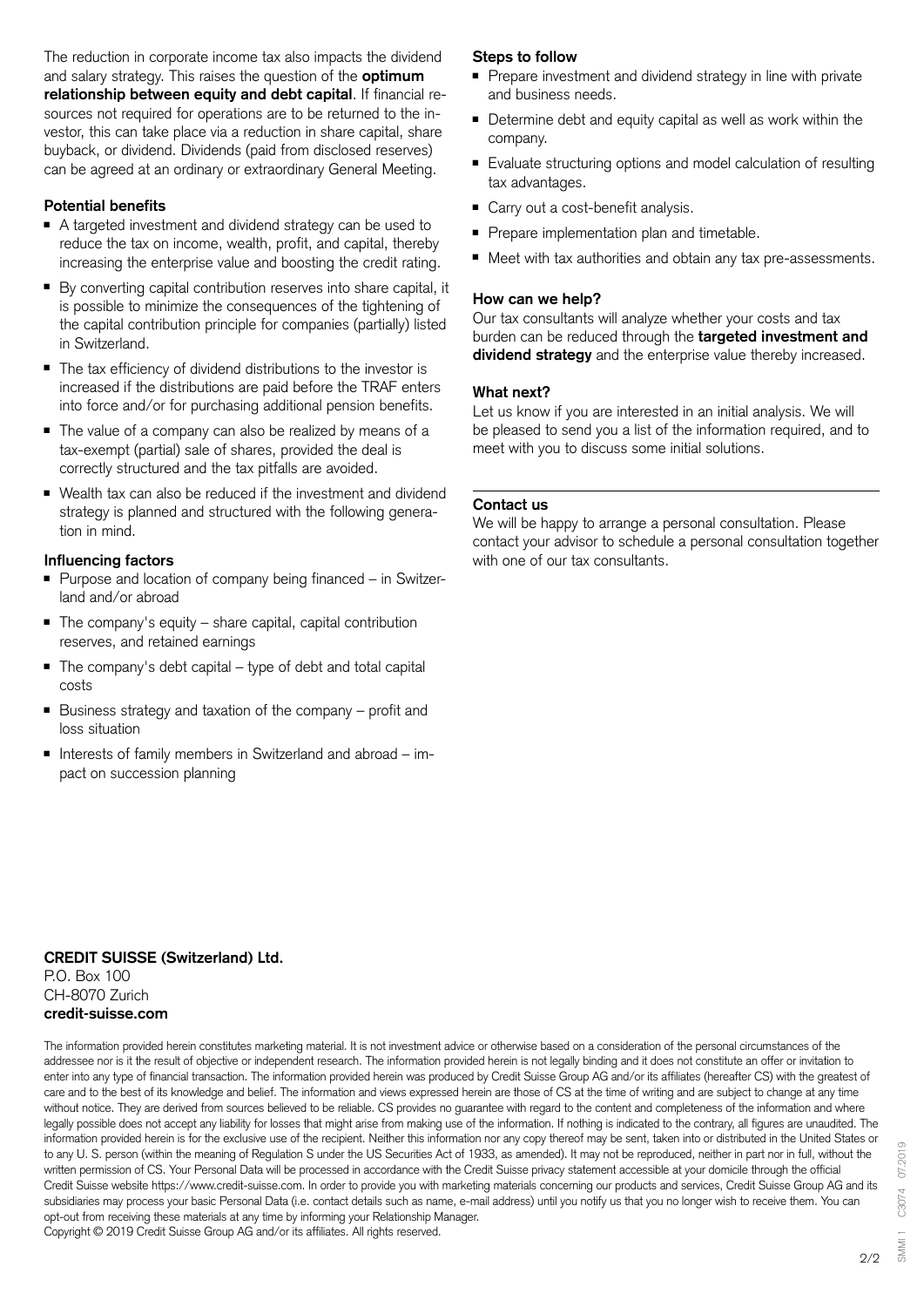The reduction in corporate income tax also impacts the dividend and salary strategy. This raises the question of the **optimum relationship between equity and debt capital**. If financial resources not required for operations are to be returned to the investor, this can take place via a reduction in share capital, share buyback, or dividend. Dividends (paid from disclosed reserves) can be agreed at an ordinary or extraordinary General Meeting.

### Potential benefits

- A targeted investment and dividend strategy can be used to reduce the tax on income, wealth, profit, and capital, thereby increasing the enterprise value and boosting the credit rating.
- By converting capital contribution reserves into share capital, it is possible to minimize the consequences of the tightening of the capital contribution principle for companies (partially) listed in Switzerland.
- The tax efficiency of dividend distributions to the investor is increased if the distributions are paid before the TRAF enters into force and/or for purchasing additional pension benefits.
- The value of a company can also be realized by means of a tax-exempt (partial) sale of shares, provided the deal is correctly structured and the tax pitfalls are avoided.
- Wealth tax can also be reduced if the investment and dividend strategy is planned and structured with the following generation in mind.

### Influencing factors

- Purpose and location of company being financed – in Switzerland and/or abroad
- The company's equity – share capital, capital contribution reserves, and retained earnings
- The company's debt capital – type of debt and total capital costs
- Business strategy and taxation of the company – profit and loss situation
- Interests of family members in Switzerland and abroad – impact on succession planning

### Steps to follow

- Prepare investment and dividend strategy in line with private and business needs.
- Determine debt and equity capital as well as work within the company.
- Evaluate structuring options and model calculation of resulting tax advantages.
- Carry out a cost-benefit analysis.
- Prepare implementation plan and timetable.
- Meet with tax authorities and obtain any tax pre-assessments.

### How can we help?

Our tax consultants will analyze whether your costs and tax burden can be reduced through the **targeted investment and dividend strategy** and the enterprise value thereby increased.

### What next?

Let us know if you are interested in an initial analysis. We will be pleased to send you a list of the information required, and to meet with you to discuss some initial solutions.

### Contact us

We will be happy to arrange a personal consultation. Please contact your advisor to schedule a personal consultation together with one of our tax consultants.

**CREDIT SUISSE (Switzerland) Ltd.**
P.O. Box 100
CH-8070 Zurich
**credit-suisse.com**

The information provided herein constitutes marketing material. It is not investment advice or otherwise based on a consideration of the personal circumstances of the addressee nor is it the result of objective or independent research. The information provided herein is not legally binding and it does not constitute an offer or invitation to enter into any type of financial transaction. The information provided herein was produced by Credit Suisse Group AG and/or its affiliates (hereafter CS) with the greatest of care and to the best of its knowledge and belief. The information and views expressed herein are those of CS at the time of writing and are subject to change at any time without notice. They are derived from sources believed to be reliable. CS provides no guarantee with regard to the content and completeness of the information and where legally possible does not accept any liability for losses that might arise from making use of the information. If nothing is indicated to the contrary, all figures are unaudited. The information provided herein is for the exclusive use of the recipient. Neither this information nor any copy thereof may be sent, taken into or distributed in the United States or to any U. S. person (within the meaning of Regulation S under the US Securities Act of 1933, as amended). It may not be reproduced, neither in part nor in full, without the written permission of CS. Your Personal Data will be processed in accordance with the Credit Suisse privacy statement accessible at your domicile through the official Credit Suisse website https://www.credit-suisse.com. In order to provide you with marketing materials concerning our products and services, Credit Suisse Group AG and its subsidiaries may process your basic Personal Data (i.e. contact details such as name, e-mail address) until you notify us that you no longer wish to receive them. You can opt-out from receiving these materials at any time by informing your Relationship Manager.
Copyright © 2019 Credit Suisse Group AG and/or its affiliates. All rights reserved.

SMMI 1 C3074 07.2019